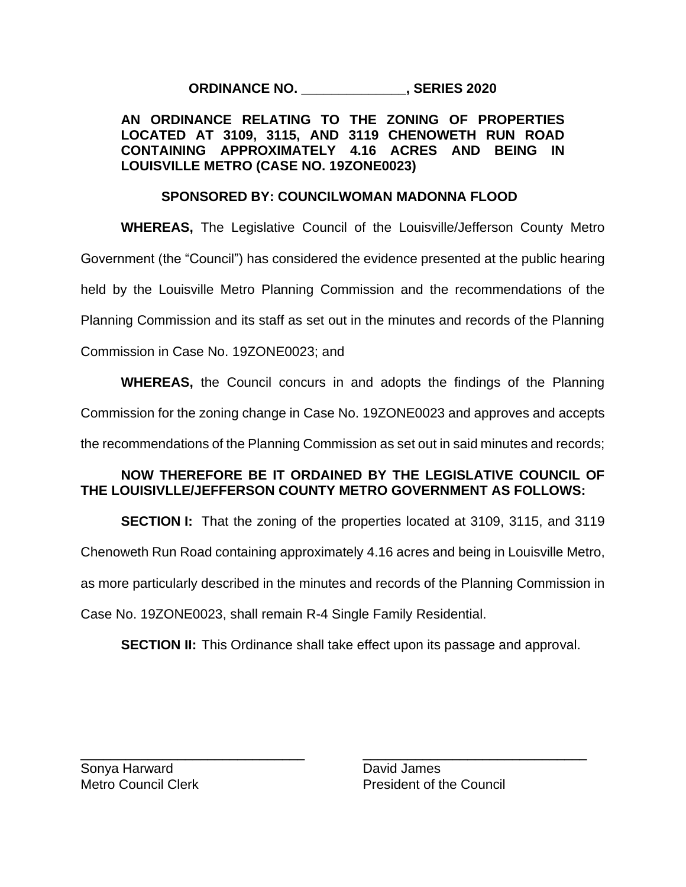**ORDINANCE NO. ______________, SERIES 2020**

**AN ORDINANCE RELATING TO THE ZONING OF PROPERTIES LOCATED AT 3109, 3115, AND 3119 CHENOWETH RUN ROAD CONTAINING APPROXIMATELY 4.16 ACRES AND BEING IN LOUISVILLE METRO (CASE NO. 19ZONE0023)**

**SPONSORED BY: COUNCILWOMAN MADONNA FLOOD**

**WHEREAS,** The Legislative Council of the Louisville/Jefferson County Metro Government (the "Council") has considered the evidence presented at the public hearing held by the Louisville Metro Planning Commission and the recommendations of the Planning Commission and its staff as set out in the minutes and records of the Planning Commission in Case No. 19ZONE0023; and

**WHEREAS,** the Council concurs in and adopts the findings of the Planning Commission for the zoning change in Case No. 19ZONE0023 and approves and accepts the recommendations of the Planning Commission as set out in said minutes and records;

**NOW THEREFORE BE IT ORDAINED BY THE LEGISLATIVE COUNCIL OF THE LOUISIVLLE/JEFFERSON COUNTY METRO GOVERNMENT AS FOLLOWS:**

**SECTION I:** That the zoning of the properties located at 3109, 3115, and 3119 Chenoweth Run Road containing approximately 4.16 acres and being in Louisville Metro, as more particularly described in the minutes and records of the Planning Commission in Case No. 19ZONE0023, shall remain R-4 Single Family Residential.

**SECTION II:** This Ordinance shall take effect upon its passage and approval.

_______________________________
Sonya Harward
Metro Council Clerk

_______________________________
David James
President of the Council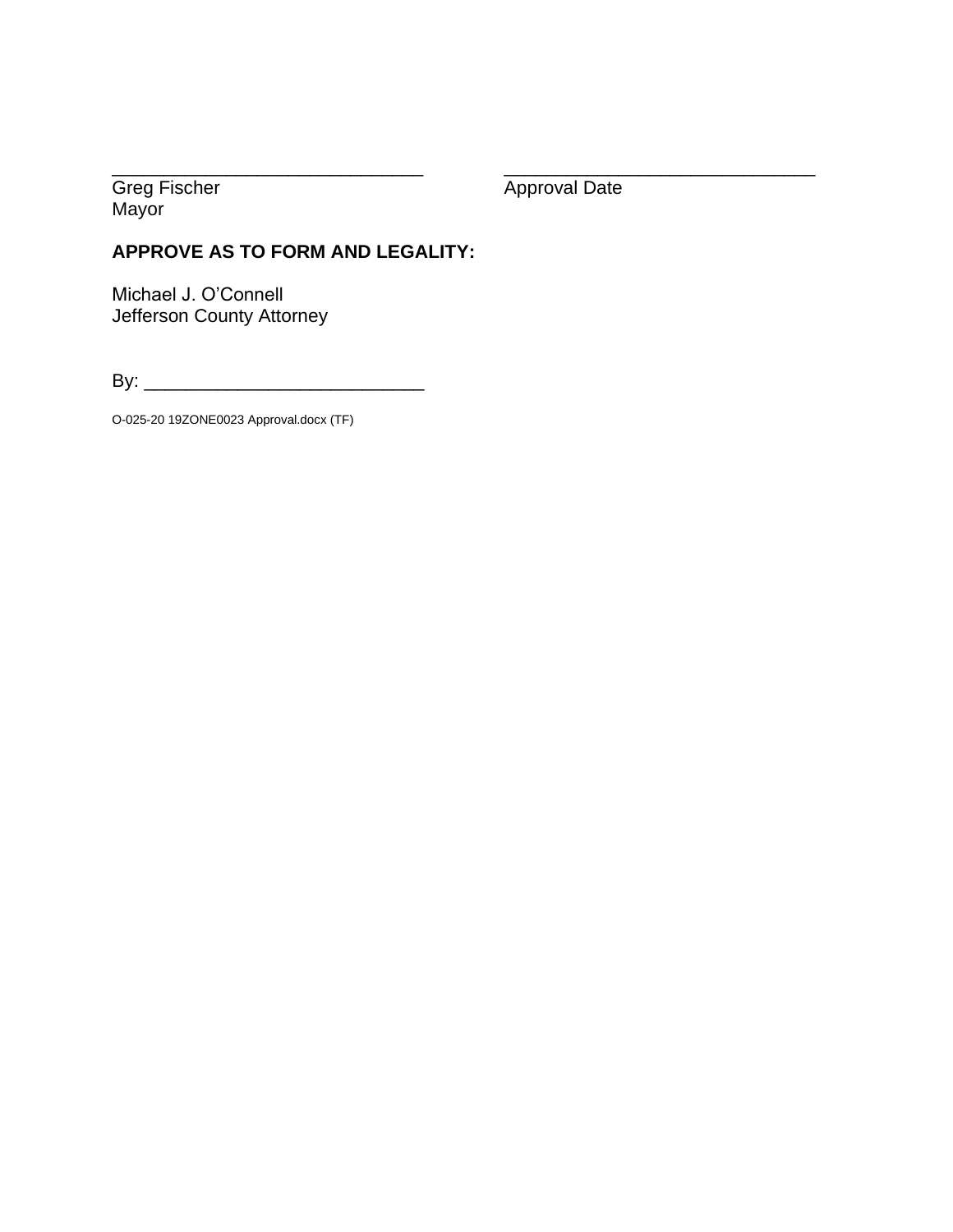_______________________________ _______________________________

Greg Fischer Approval Date

Mayor

**APPROVE AS TO FORM AND LEGALITY:**

Michael J. O'Connell
Jefferson County Attorney

By: ____________________________

O-025-20 19ZONE0023 Approval.docx (TF)